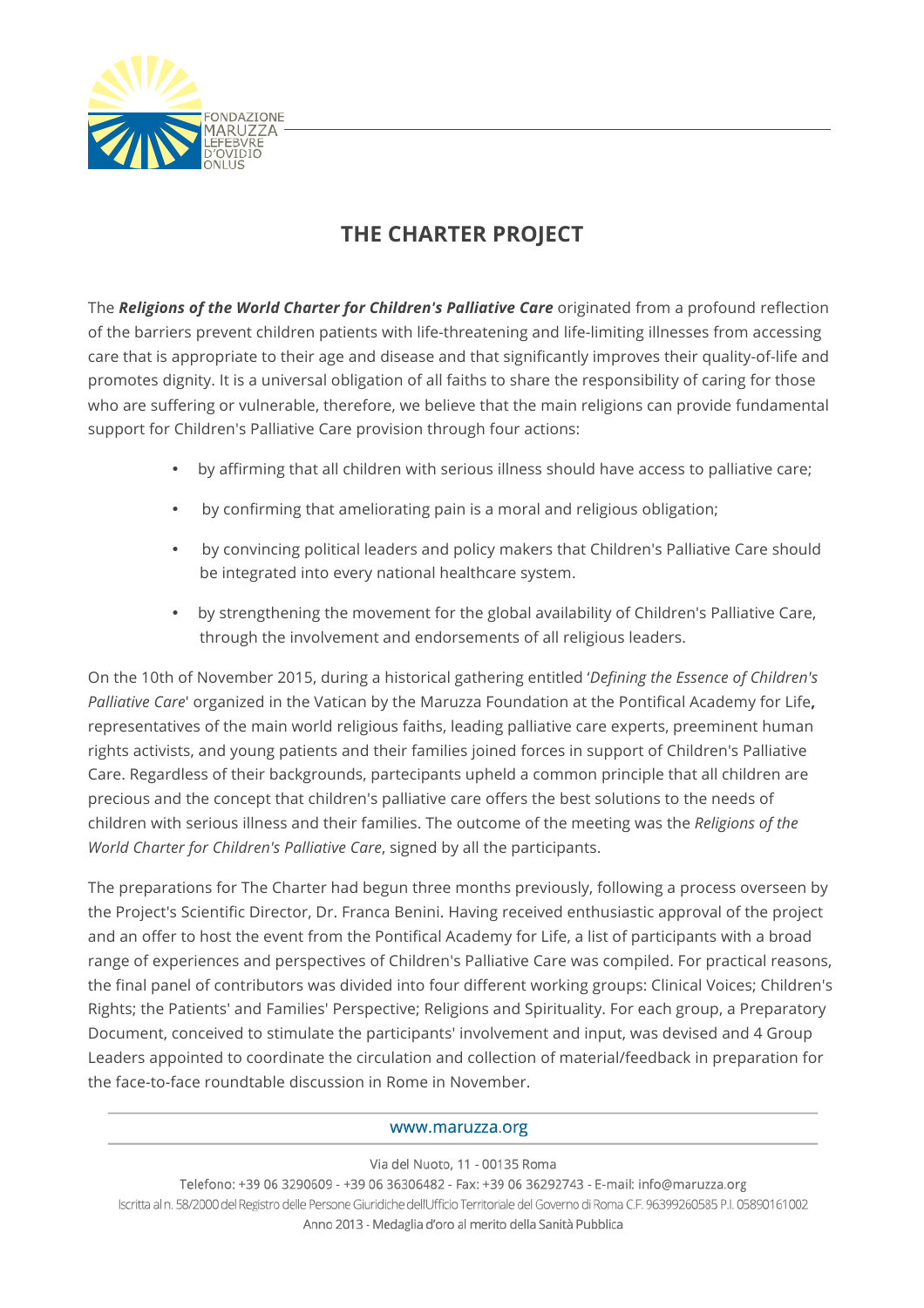# THE CHARTER PROJECT

The ***Religions of the World Charter for Children's Palliative Care*** originated from a profound reflection of the barriers prevent children patients with life-threatening and life-limiting illnesses from accessing care that is appropriate to their age and disease and that significantly improves their quality-of-life and promotes dignity. It is a universal obligation of all faiths to share the responsibility of caring for those who are suffering or vulnerable, therefore, we believe that the main religions can provide fundamental support for Children's Palliative Care provision through four actions:

- by affirming that all children with serious illness should have access to palliative care;
- by confirming that ameliorating pain is a moral and religious obligation;
- by convincing political leaders and policy makers that Children's Palliative Care should be integrated into every national healthcare system.
- by strengthening the movement for the global availability of Children's Palliative Care, through the involvement and endorsements of all religious leaders.

On the 10th of November 2015, during a historical gathering entitled '*Defining the Essence of Children's Palliative Care*' organized in the Vatican by the Maruzza Foundation at the Pontifical Academy for Life**,** representatives of the main world religious faiths, leading palliative care experts, preeminent human rights activists, and young patients and their families joined forces in support of Children's Palliative Care. Regardless of their backgrounds, partecipants upheld a common principle that all children are precious and the concept that children's palliative care offers the best solutions to the needs of children with serious illness and their families. The outcome of the meeting was the *Religions of the World Charter for Children's Palliative Care*, signed by all the participants.

The preparations for The Charter had begun three months previously, following a process overseen by the Project's Scientific Director, Dr. Franca Benini. Having received enthusiastic approval of the project and an offer to host the event from the Pontifical Academy for Life, a list of participants with a broad range of experiences and perspectives of Children's Palliative Care was compiled. For practical reasons, the final panel of contributors was divided into four different working groups: Clinical Voices; Children's Rights; the Patients' and Families' Perspective; Religions and Spirituality. For each group, a Preparatory Document, conceived to stimulate the participants' involvement and input, was devised and 4 Group Leaders appointed to coordinate the circulation and collection of material/feedback in preparation for the face-to-face roundtable discussion in Rome in November.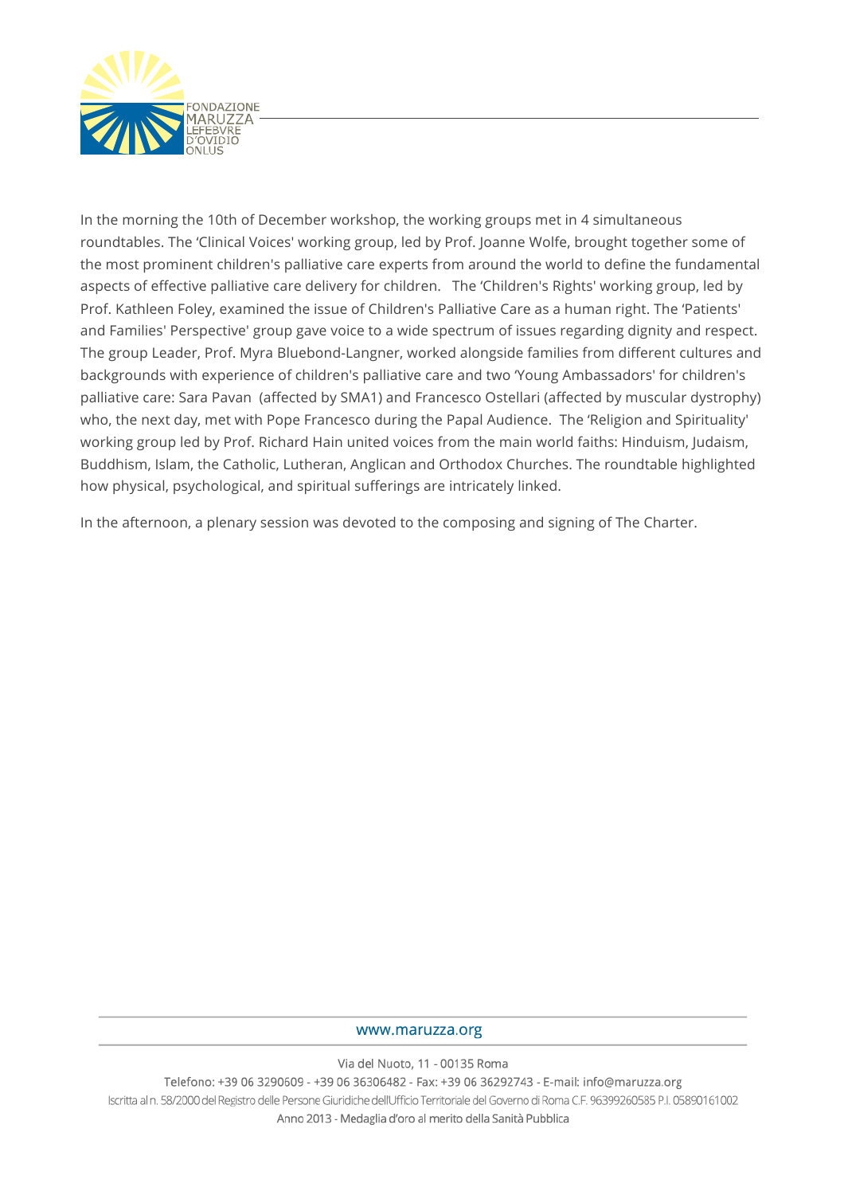In the morning the 10th of December workshop, the working groups met in 4 simultaneous roundtables. The 'Clinical Voices' working group, led by Prof. Joanne Wolfe, brought together some of the most prominent children's palliative care experts from around the world to define the fundamental aspects of effective palliative care delivery for children. The 'Children's Rights' working group, led by Prof. Kathleen Foley, examined the issue of Children's Palliative Care as a human right. The 'Patients' and Families' Perspective' group gave voice to a wide spectrum of issues regarding dignity and respect. The group Leader, Prof. Myra Bluebond-Langner, worked alongside families from different cultures and backgrounds with experience of children's palliative care and two 'Young Ambassadors' for children's palliative care: Sara Pavan (affected by SMA1) and Francesco Ostellari (affected by muscular dystrophy) who, the next day, met with Pope Francesco during the Papal Audience. The 'Religion and Spirituality' working group led by Prof. Richard Hain united voices from the main world faiths: Hinduism, Judaism, Buddhism, Islam, the Catholic, Lutheran, Anglican and Orthodox Churches. The roundtable highlighted how physical, psychological, and spiritual sufferings are intricately linked.

In the afternoon, a plenary session was devoted to the composing and signing of The Charter.